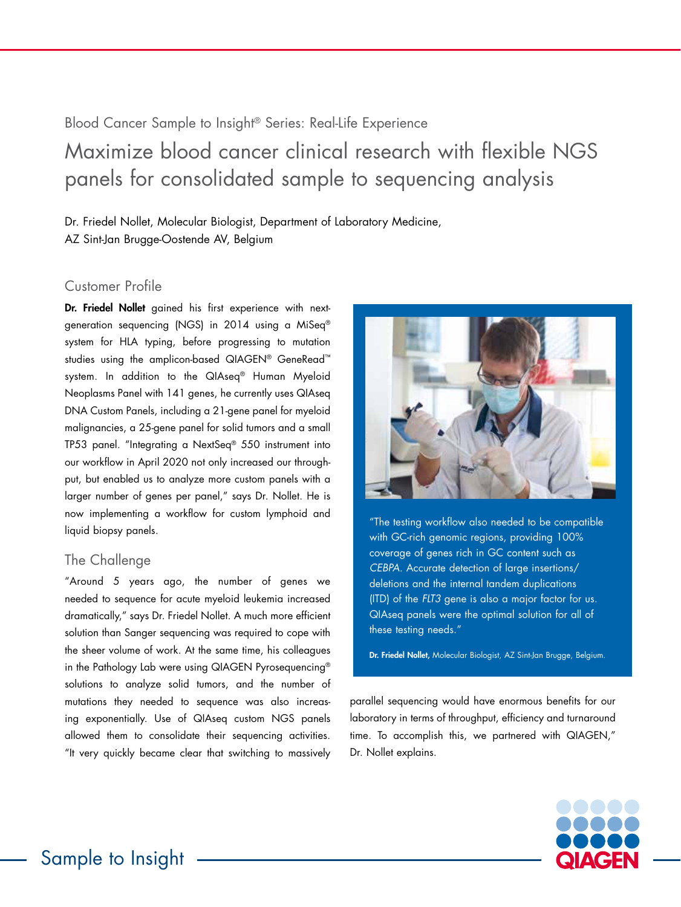Blood Cancer Sample to Insight® Series: Real-Life Experience

# Maximize blood cancer clinical research with flexible NGS panels for consolidated sample to sequencing analysis

Dr. Friedel Nollet, Molecular Biologist, Department of Laboratory Medicine, AZ Sint-Jan Brugge-Oostende AV, Belgium

## Customer Profile

**Dr. Friedel Nollet** gained his first experience with next-generation sequencing (NGS) in 2014 using a MiSeq® system for HLA typing, before progressing to mutation studies using the amplicon-based QIAGEN® GeneRead™ system. In addition to the QIAseq® Human Myeloid Neoplasms Panel with 141 genes, he currently uses QIAseq DNA Custom Panels, including a 21-gene panel for myeloid malignancies, a 25-gene panel for solid tumors and a small TP53 panel. "Integrating a NextSeq® 550 instrument into our workflow in April 2020 not only increased our throughput, but enabled us to analyze more custom panels with a larger number of genes per panel," says Dr. Nollet. He is now implementing a workflow for custom lymphoid and liquid biopsy panels.

## The Challenge

"Around 5 years ago, the number of genes we needed to sequence for acute myeloid leukemia increased dramatically," says Dr. Friedel Nollet. A much more efficient solution than Sanger sequencing was required to cope with the sheer volume of work. At the same time, his colleagues in the Pathology Lab were using QIAGEN Pyrosequencing® solutions to analyze solid tumors, and the number of mutations they needed to sequence was also increasing exponentially. Use of QIAseq custom NGS panels allowed them to consolidate their sequencing activities. "It very quickly became clear that switching to massively parallel sequencing would have enormous benefits for our laboratory in terms of throughput, efficiency and turnaround time. To accomplish this, we partnered with QIAGEN," Dr. Nollet explains.

"The testing workflow also needed to be compatible with GC-rich genomic regions, providing 100% coverage of genes rich in GC content such as *CEBPA*. Accurate detection of large insertions/deletions and the internal tandem duplications (ITD) of the *FLT3* gene is also a major factor for us. QIAseq panels were the optimal solution for all of these testing needs."

**Dr. Friedel Nollet,** Molecular Biologist, AZ Sint-Jan Brugge, Belgium.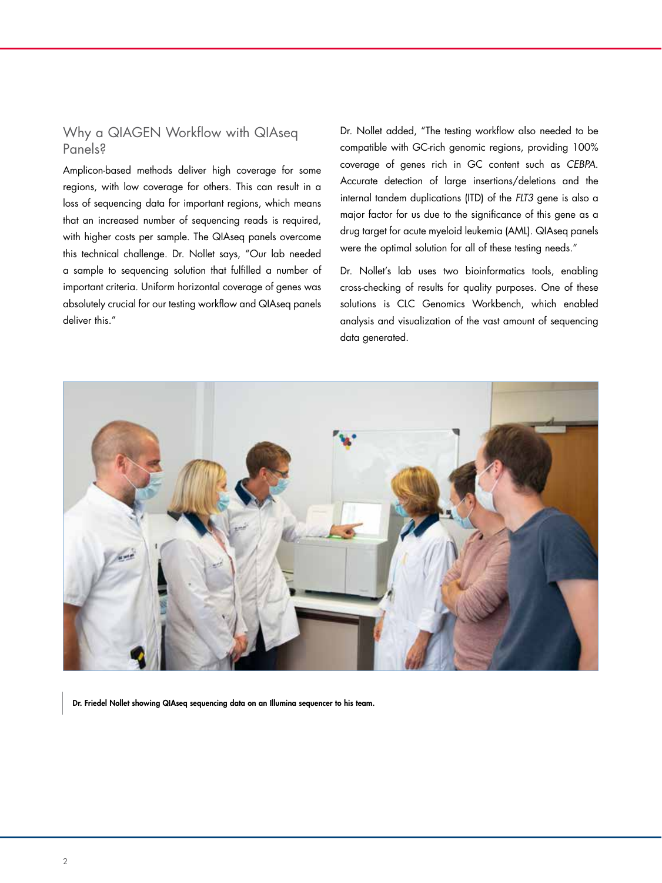## Why a QIAGEN Workflow with QIAseq Panels?

Amplicon-based methods deliver high coverage for some regions, with low coverage for others. This can result in a loss of sequencing data for important regions, which means that an increased number of sequencing reads is required, with higher costs per sample. The QIAseq panels overcome this technical challenge. Dr. Nollet says, "Our lab needed a sample to sequencing solution that fulfilled a number of important criteria. Uniform horizontal coverage of genes was absolutely crucial for our testing workflow and QIAseq panels deliver this."

Dr. Nollet added, "The testing workflow also needed to be compatible with GC-rich genomic regions, providing 100% coverage of genes rich in GC content such as *CEBPA*. Accurate detection of large insertions/deletions and the internal tandem duplications (ITD) of the *FLT3* gene is also a major factor for us due to the significance of this gene as a drug target for acute myeloid leukemia (AML). QIAseq panels were the optimal solution for all of these testing needs."

Dr. Nollet's lab uses two bioinformatics tools, enabling cross-checking of results for quality purposes. One of these solutions is CLC Genomics Workbench, which enabled analysis and visualization of the vast amount of sequencing data generated.

**Dr. Friedel Nollet showing QIAseq sequencing data on an Illumina sequencer to his team.**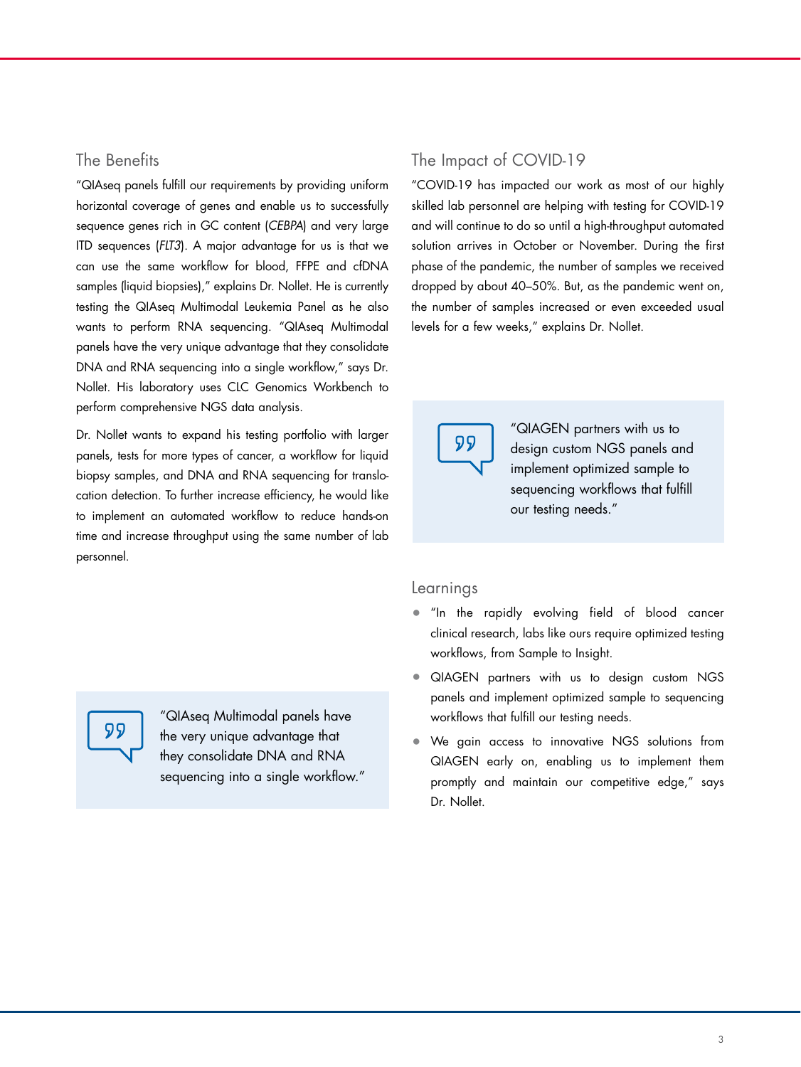## The Benefits

"QIAseq panels fulfill our requirements by providing uniform horizontal coverage of genes and enable us to successfully sequence genes rich in GC content (*CEBPA*) and very large ITD sequences (*FLT3*). A major advantage for us is that we can use the same workflow for blood, FFPE and cfDNA samples (liquid biopsies)," explains Dr. Nollet. He is currently testing the QIAseq Multimodal Leukemia Panel as he also wants to perform RNA sequencing. "QIAseq Multimodal panels have the very unique advantage that they consolidate DNA and RNA sequencing into a single workflow," says Dr. Nollet. His laboratory uses CLC Genomics Workbench to perform comprehensive NGS data analysis.

Dr. Nollet wants to expand his testing portfolio with larger panels, tests for more types of cancer, a workflow for liquid biopsy samples, and DNA and RNA sequencing for translocation detection. To further increase efficiency, he would like to implement an automated workflow to reduce hands-on time and increase throughput using the same number of lab personnel.

> "QIAseq Multimodal panels have the very unique advantage that they consolidate DNA and RNA sequencing into a single workflow."

## The Impact of COVID-19

"COVID-19 has impacted our work as most of our highly skilled lab personnel are helping with testing for COVID-19 and will continue to do so until a high-throughput automated solution arrives in October or November. During the first phase of the pandemic, the number of samples we received dropped by about 40–50%. But, as the pandemic went on, the number of samples increased or even exceeded usual levels for a few weeks," explains Dr. Nollet.

> "QIAGEN partners with us to design custom NGS panels and implement optimized sample to sequencing workflows that fulfill our testing needs."

## Learnings

- "In the rapidly evolving field of blood cancer clinical research, labs like ours require optimized testing workflows, from Sample to Insight.
- QIAGEN partners with us to design custom NGS panels and implement optimized sample to sequencing workflows that fulfill our testing needs.
- We gain access to innovative NGS solutions from QIAGEN early on, enabling us to implement them promptly and maintain our competitive edge," says Dr. Nollet.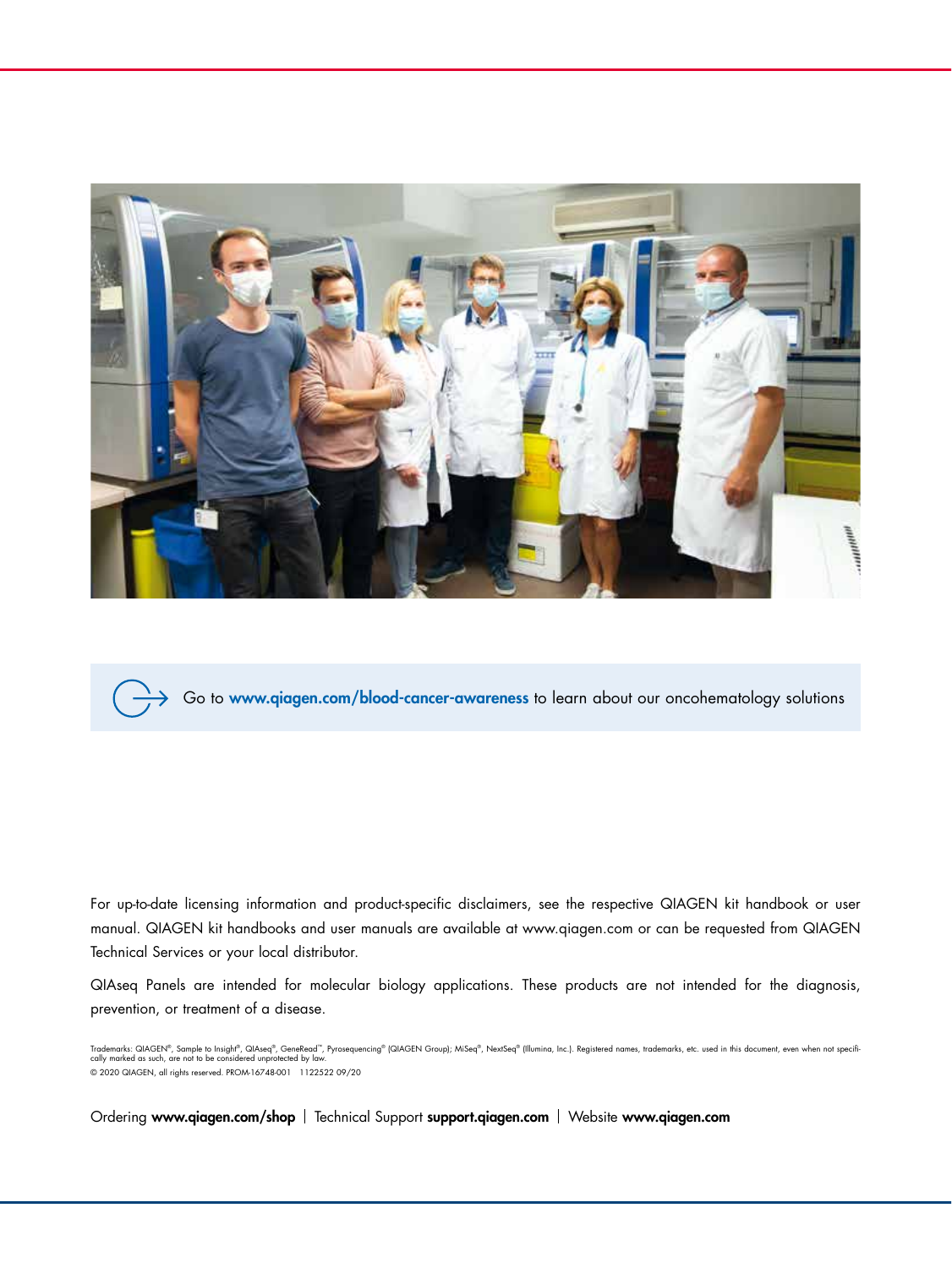Go to **www.qiagen.com/blood-cancer-awareness** to learn about our oncohematology solutions

For up-to-date licensing information and product-specific disclaimers, see the respective QIAGEN kit handbook or user manual. QIAGEN kit handbooks and user manuals are available at www.qiagen.com or can be requested from QIAGEN Technical Services or your local distributor.

QIAseq Panels are intended for molecular biology applications. These products are not intended for the diagnosis, prevention, or treatment of a disease.

Trademarks: QIAGEN®, Sample to Insight®, QIAseq®, GeneRead™, Pyrosequencing® (QIAGEN Group); MiSeq®, NextSeq® (Illumina, Inc.). Registered names, trademarks, etc. used in this document, even when not specifically marked as such, are not to be considered unprotected by law.
© 2020 QIAGEN, all rights reserved. PROM-16748-001 1122522 09/20

Ordering **www.qiagen.com/shop** | Technical Support **support.qiagen.com** | Website **www.qiagen.com**